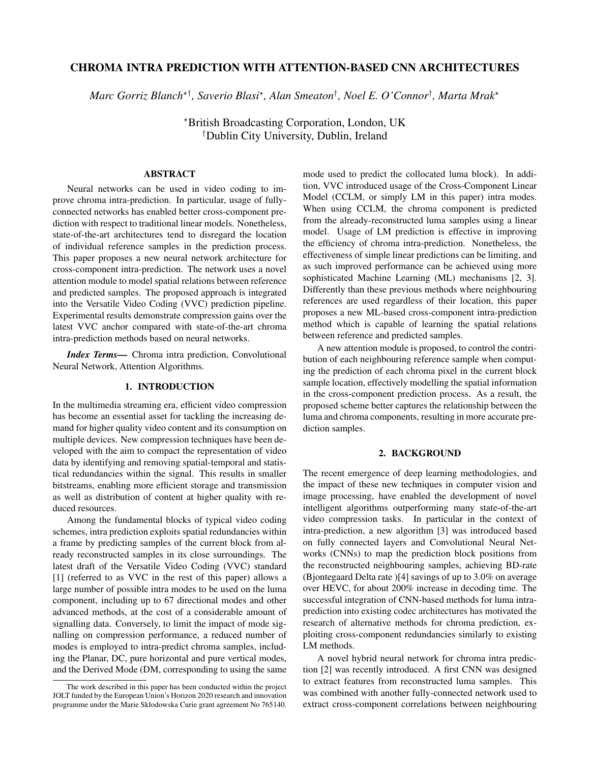# CHROMA INTRA PREDICTION WITH ATTENTION-BASED CNN ARCHITECTURES

*Marc Gorriz Blanch*[⋆†]*, Saverio Blasi*[⋆]*, Alan Smeaton*[†]*, Noel E. O'Connor*[†]*, Marta Mrak*[⋆]

[⋆]British Broadcasting Corporation, London, UK
[†]Dublin City University, Dublin, Ireland

## ABSTRACT

Neural networks can be used in video coding to improve chroma intra-prediction. In particular, usage of fully-connected networks has enabled better cross-component prediction with respect to traditional linear models. Nonetheless, state-of-the-art architectures tend to disregard the location of individual reference samples in the prediction process. This paper proposes a new neural network architecture for cross-component intra-prediction. The network uses a novel attention module to model spatial relations between reference and predicted samples. The proposed approach is integrated into the Versatile Video Coding (VVC) prediction pipeline. Experimental results demonstrate compression gains over the latest VVC anchor compared with state-of-the-art chroma intra-prediction methods based on neural networks.

***Index Terms*—** Chroma intra prediction, Convolutional Neural Network, Attention Algorithms.

## 1. INTRODUCTION

In the multimedia streaming era, efficient video compression has become an essential asset for tackling the increasing demand for higher quality video content and its consumption on multiple devices. New compression techniques have been developed with the aim to compact the representation of video data by identifying and removing spatial-temporal and statistical redundancies within the signal. This results in smaller bitstreams, enabling more efficient storage and transmission as well as distribution of content at higher quality with reduced resources.

Among the fundamental blocks of typical video coding schemes, intra prediction exploits spatial redundancies within a frame by predicting samples of the current block from already reconstructed samples in its close surroundings. The latest draft of the Versatile Video Coding (VVC) standard [1] (referred to as VVC in the rest of this paper) allows a large number of possible intra modes to be used on the luma component, including up to 67 directional modes and other advanced methods, at the cost of a considerable amount of signalling data. Conversely, to limit the impact of mode signalling on compression performance, a reduced number of modes is employed to intra-predict chroma samples, including the Planar, DC, pure horizontal and pure vertical modes, and the Derived Mode (DM, corresponding to using the same mode used to predict the collocated luma block). In addition, VVC introduced usage of the Cross-Component Linear Model (CCLM, or simply LM in this paper) intra modes. When using CCLM, the chroma component is predicted from the already-reconstructed luma samples using a linear model. Usage of LM prediction is effective in improving the efficiency of chroma intra-prediction. Nonetheless, the effectiveness of simple linear predictions can be limiting, and as such improved performance can be achieved using more sophisticated Machine Learning (ML) mechanisms [2, 3]. Differently than these previous methods where neighbouring references are used regardless of their location, this paper proposes a new ML-based cross-component intra-prediction method which is capable of learning the spatial relations between reference and predicted samples.

A new attention module is proposed, to control the contribution of each neighbouring reference sample when computing the prediction of each chroma pixel in the current block sample location, effectively modelling the spatial information in the cross-component prediction process. As a result, the proposed scheme better captures the relationship between the luma and chroma components, resulting in more accurate prediction samples.

## 2. BACKGROUND

The recent emergence of deep learning methodologies, and the impact of these new techniques in computer vision and image processing, have enabled the development of novel intelligent algorithms outperforming many state-of-the-art video compression tasks. In particular in the context of intra-prediction, a new algorithm [3] was introduced based on fully connected layers and Convolutional Neural Networks (CNNs) to map the prediction block positions from the reconstructed neighbouring samples, achieving BD-rate (Bjontegaard Delta rate )[4] savings of up to 3.0% on average over HEVC, for about 200% increase in decoding time. The successful integration of CNN-based methods for luma intra-prediction into existing codec architectures has motivated the research of alternative methods for chroma prediction, exploiting cross-component redundancies similarly to existing LM methods.

A novel hybrid neural network for chroma intra prediction [2] was recently introduced. A first CNN was designed to extract features from reconstructed luma samples. This was combined with another fully-connected network used to extract cross-component correlations between neighbouring

The work described in this paper has been conducted within the project JOLT funded by the European Union's Horizon 2020 research and innovation programme under the Marie Skłodowska Curie grant agreement No 765140.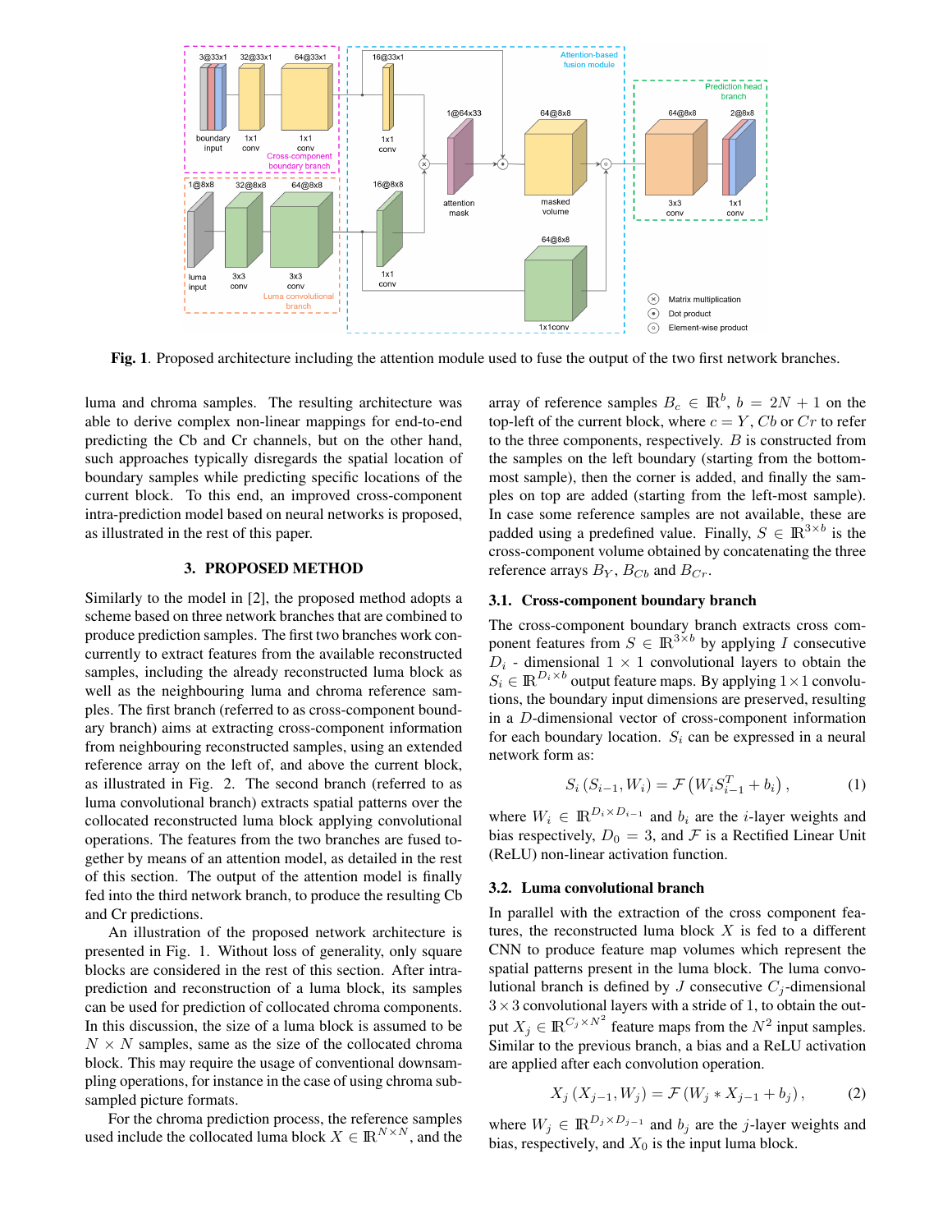**Fig. 1**. Proposed architecture including the attention module used to fuse the output of the two first network branches.

luma and chroma samples. The resulting architecture was able to derive complex non-linear mappings for end-to-end predicting the Cb and Cr channels, but on the other hand, such approaches typically disregards the spatial location of boundary samples while predicting specific locations of the current block. To this end, an improved cross-component intra-prediction model based on neural networks is proposed, as illustrated in the rest of this paper.

## 3. PROPOSED METHOD

Similarly to the model in [2], the proposed method adopts a scheme based on three network branches that are combined to produce prediction samples. The first two branches work concurrently to extract features from the available reconstructed samples, including the already reconstructed luma block as well as the neighbouring luma and chroma reference samples. The first branch (referred to as cross-component boundary branch) aims at extracting cross-component information from neighbouring reconstructed samples, using an extended reference array on the left of, and above the current block, as illustrated in Fig. 2. The second branch (referred to as luma convolutional branch) extracts spatial patterns over the collocated reconstructed luma block applying convolutional operations. The features from the two branches are fused together by means of an attention model, as detailed in the rest of this section. The output of the attention model is finally fed into the third network branch, to produce the resulting Cb and Cr predictions.

An illustration of the proposed network architecture is presented in Fig. 1. Without loss of generality, only square blocks are considered in the rest of this section. After intra-prediction and reconstruction of a luma block, its samples can be used for prediction of collocated chroma components. In this discussion, the size of a luma block is assumed to be $N \times N$ samples, same as the size of the collocated chroma block. This may require the usage of conventional downsampling operations, for instance in the case of using chroma sub-sampled picture formats.

For the chroma prediction process, the reference samples used include the collocated luma block $X \in \mathbb{R}^{N \times N}$, and the array of reference samples $B_c \in \mathbb{R}^b$, $b = 2N + 1$ on the top-left of the current block, where $c = Y, Cb$ or $Cr$ to refer to the three components, respectively. $B$ is constructed from the samples on the left boundary (starting from the bottom-most sample), then the corner is added, and finally the samples on top are added (starting from the left-most sample). In case some reference samples are not available, these are padded using a predefined value. Finally, $S \in \mathbb{R}^{3 \times b}$ is the cross-component volume obtained by concatenating the three reference arrays $B_Y$, $B_{Cb}$ and $B_{Cr}$.

### 3.1. Cross-component boundary branch

The cross-component boundary branch extracts cross component features from $S \in \mathbb{R}^{3 \times b}$ by applying $I$ consecutive $D_i$ - dimensional $1 \times 1$ convolutional layers to obtain the $S_i \in \mathbb{R}^{D_i \times b}$ output feature maps. By applying $1 \times 1$ convolutions, the boundary input dimensions are preserved, resulting in a $D$-dimensional vector of cross-component information for each boundary location. $S_i$ can be expressed in a neural network form as:

$$S_i\left(S_{i-1}, W_i\right) = \mathcal{F}\left(W_i S_{i-1}^T + b_i\right), \tag{1}$$

where $W_i \in \mathbb{R}^{D_i \times D_{i-1}}$ and $b_i$ are the $i$-layer weights and bias respectively, $D_0 = 3$, and $\mathcal{F}$ is a Rectified Linear Unit (ReLU) non-linear activation function.

### 3.2. Luma convolutional branch

In parallel with the extraction of the cross component features, the reconstructed luma block $X$ is fed to a different CNN to produce feature map volumes which represent the spatial patterns present in the luma block. The luma convolutional branch is defined by $J$ consecutive $C_j$-dimensional $3 \times 3$ convolutional layers with a stride of 1, to obtain the output $X_j \in \mathbb{R}^{C_j \times N^2}$ feature maps from the $N^2$ input samples. Similar to the previous branch, a bias and a ReLU activation are applied after each convolution operation.

$$X_j\left(X_{j-1}, W_j\right) = \mathcal{F}\left(W_j * X_{j-1} + b_j\right), \tag{2}$$

where $W_j \in \mathbb{R}^{D_j \times D_{j-1}}$ and $b_j$ are the $j$-layer weights and bias, respectively, and $X_0$ is the input luma block.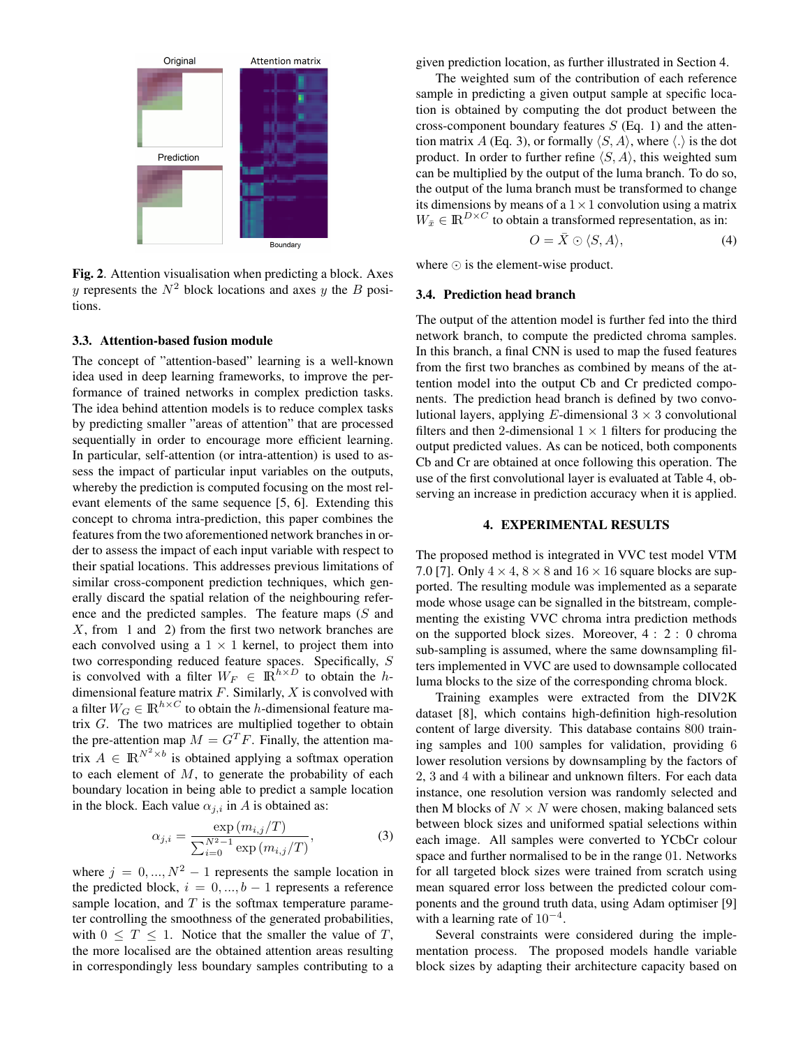**Fig. 2**. Attention visualisation when predicting a block. Axes $y$ represents the $N^2$ block locations and axes $y$ the $B$ positions.

### 3.3. Attention-based fusion module

The concept of "attention-based" learning is a well-known idea used in deep learning frameworks, to improve the performance of trained networks in complex prediction tasks. The idea behind attention models is to reduce complex tasks by predicting smaller "areas of attention" that are processed sequentially in order to encourage more efficient learning. In particular, self-attention (or intra-attention) is used to assess the impact of particular input variables on the outputs, whereby the prediction is computed focusing on the most relevant elements of the same sequence [5, 6]. Extending this concept to chroma intra-prediction, this paper combines the features from the two aforementioned network branches in order to assess the impact of each input variable with respect to their spatial locations. This addresses previous limitations of similar cross-component prediction techniques, which generally discard the spatial relation of the neighbouring reference and the predicted samples. The feature maps ($S$ and $X$, from 1 and 2) from the first two network branches are each convolved using a $1 \times 1$ kernel, to project them into two corresponding reduced feature spaces. Specifically, $S$ is convolved with a filter $W_F \in \mathbb{R}^{h \times D}$ to obtain the $h$-dimensional feature matrix $F$. Similarly, $X$ is convolved with a filter $W_G \in \mathbb{R}^{h \times C}$ to obtain the $h$-dimensional feature matrix $G$. The two matrices are multiplied together to obtain the pre-attention map $M = G^T F$. Finally, the attention matrix $A \in \mathbb{R}^{N^2 \times b}$ is obtained applying a softmax operation to each element of $M$, to generate the probability of each boundary location in being able to predict a sample location in the block. Each value $\alpha_{j,i}$ in $A$ is obtained as:

$$\alpha_{j,i} = \frac{\exp\left(m_{i,j}/T\right)}{\sum_{i=0}^{N^2-1} \exp\left(m_{i,j}/T\right)}, \tag{3}$$

where $j = 0, ..., N^2 - 1$ represents the sample location in the predicted block, $i = 0, ..., b - 1$ represents a reference sample location, and $T$ is the softmax temperature parameter controlling the smoothness of the generated probabilities, with $0 \leq T \leq 1$. Notice that the smaller the value of $T$, the more localised are the obtained attention areas resulting in correspondingly less boundary samples contributing to a given prediction location, as further illustrated in Section 4.

The weighted sum of the contribution of each reference sample in predicting a given output sample at specific location is obtained by computing the dot product between the cross-component boundary features $S$ (Eq. 1) and the attention matrix $A$ (Eq. 3), or formally $\langle S, A \rangle$, where $\langle . \rangle$ is the dot product. In order to further refine $\langle S, A \rangle$, this weighted sum can be multiplied by the output of the luma branch. To do so, the output of the luma branch must be transformed to change its dimensions by means of a $1 \times 1$ convolution using a matrix $W_{\bar{x}} \in \mathbb{R}^{D \times C}$ to obtain a transformed representation, as in:

$$O = \bar{X} \odot \langle S, A \rangle, \tag{4}$$

where $\odot$ is the element-wise product.

### 3.4. Prediction head branch

The output of the attention model is further fed into the third network branch, to compute the predicted chroma samples. In this branch, a final CNN is used to map the fused features from the first two branches as combined by means of the attention model into the output Cb and Cr predicted components. The prediction head branch is defined by two convolutional layers, applying $E$-dimensional $3 \times 3$ convolutional filters and then 2-dimensional $1 \times 1$ filters for producing the output predicted values. As can be noticed, both components Cb and Cr are obtained at once following this operation. The use of the first convolutional layer is evaluated at Table 4, observing an increase in prediction accuracy when it is applied.

## 4. EXPERIMENTAL RESULTS

The proposed method is integrated in VVC test model VTM 7.0 [7]. Only $4 \times 4$, $8 \times 8$ and $16 \times 16$ square blocks are supported. The resulting module was implemented as a separate mode whose usage can be signalled in the bitstream, complementing the existing VVC chroma intra prediction methods on the supported block sizes. Moreover, 4 : 2 : 0 chroma sub-sampling is assumed, where the same downsampling filters implemented in VVC are used to downsample collocated luma blocks to the size of the corresponding chroma block.

Training examples were extracted from the DIV2K dataset [8], which contains high-definition high-resolution content of large diversity. This database contains 800 training samples and 100 samples for validation, providing 6 lower resolution versions by downsampling by the factors of 2, 3 and 4 with a bilinear and unknown filters. For each data instance, one resolution version was randomly selected and then M blocks of $N \times N$ were chosen, making balanced sets between block sizes and uniformed spatial selections within each image. All samples were converted to YCbCr colour space and further normalised to be in the range 01. Networks for all targeted block sizes were trained from scratch using mean squared error loss between the predicted colour components and the ground truth data, using Adam optimiser [9] with a learning rate of $10^{-4}$.

Several constraints were considered during the implementation process. The proposed models handle variable block sizes by adapting their architecture capacity based on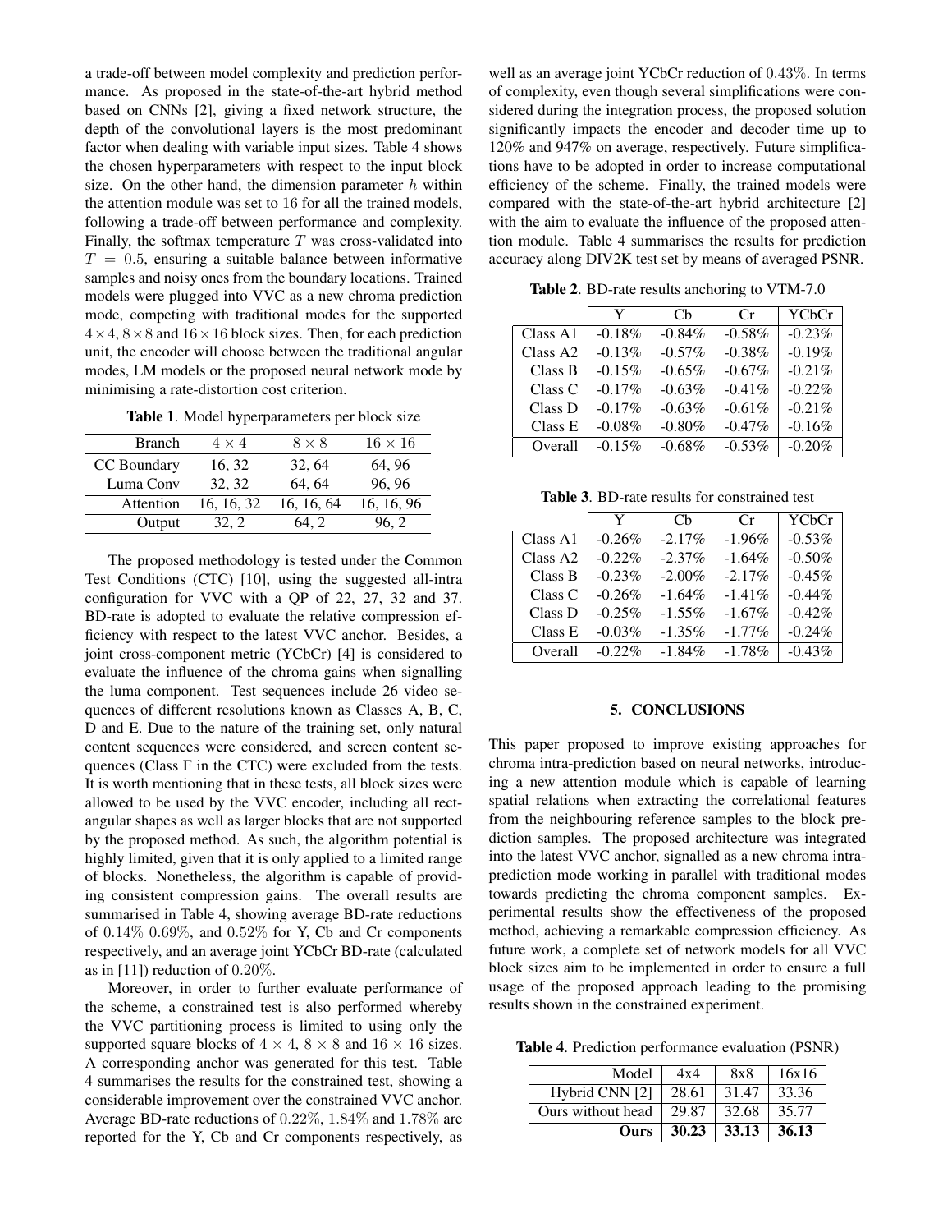a trade-off between model complexity and prediction performance. As proposed in the state-of-the-art hybrid method based on CNNs [2], giving a fixed network structure, the depth of the convolutional layers is the most predominant factor when dealing with variable input sizes. Table 4 shows the chosen hyperparameters with respect to the input block size. On the other hand, the dimension parameter $h$ within the attention module was set to 16 for all the trained models, following a trade-off between performance and complexity. Finally, the softmax temperature $T$ was cross-validated into $T = 0.5$, ensuring a suitable balance between informative samples and noisy ones from the boundary locations. Trained models were plugged into VVC as a new chroma prediction mode, competing with traditional modes for the supported $4\times4$, $8\times8$ and $16\times16$ block sizes. Then, for each prediction unit, the encoder will choose between the traditional angular modes, LM models or the proposed neural network mode by minimising a rate-distortion cost criterion.

**Table 1**. Model hyperparameters per block size

| Branch | $4\times4$ | $8\times8$ | $16\times16$ |
|---|---|---|---|
| CC Boundary | 16, 32 | 32, 64 | 64, 96 |
| Luma Conv | 32, 32 | 64, 64 | 96, 96 |
| Attention | 16, 16, 32 | 16, 16, 64 | 16, 16, 96 |
| Output | 32, 2 | 64, 2 | 96, 2 |

The proposed methodology is tested under the Common Test Conditions (CTC) [10], using the suggested all-intra configuration for VVC with a QP of 22, 27, 32 and 37. BD-rate is adopted to evaluate the relative compression efficiency with respect to the latest VVC anchor. Besides, a joint cross-component metric (YCbCr) [4] is considered to evaluate the influence of the chroma gains when signalling the luma component. Test sequences include 26 video sequences of different resolutions known as Classes A, B, C, D and E. Due to the nature of the training set, only natural content sequences were considered, and screen content sequences (Class F in the CTC) were excluded from the tests. It is worth mentioning that in these tests, all block sizes were allowed to be used by the VVC encoder, including all rectangular shapes as well as larger blocks that are not supported by the proposed method. As such, the algorithm potential is highly limited, given that it is only applied to a limited range of blocks. Nonetheless, the algorithm is capable of providing consistent compression gains. The overall results are summarised in Table 4, showing average BD-rate reductions of $0.14\%$ $0.69\%$, and $0.52\%$ for Y, Cb and Cr components respectively, and an average joint YCbCr BD-rate (calculated as in [11]) reduction of $0.20\%$.

Moreover, in order to further evaluate performance of the scheme, a constrained test is also performed whereby the VVC partitioning process is limited to using only the supported square blocks of $4\times4$, $8\times8$ and $16\times16$ sizes. A corresponding anchor was generated for this test. Table 4 summarises the results for the constrained test, showing a considerable improvement over the constrained VVC anchor. Average BD-rate reductions of $0.22\%$, $1.84\%$ and $1.78\%$ are reported for the Y, Cb and Cr components respectively, as well as an average joint YCbCr reduction of $0.43\%$. In terms of complexity, even though several simplifications were considered during the integration process, the proposed solution significantly impacts the encoder and decoder time up to 120% and 947% on average, respectively. Future simplifications have to be adopted in order to increase computational efficiency of the scheme. Finally, the trained models were compared with the state-of-the-art hybrid architecture [2] with the aim to evaluate the influence of the proposed attention module. Table 4 summarises the results for prediction accuracy along DIV2K test set by means of averaged PSNR.

**Table 2**. BD-rate results anchoring to VTM-7.0

| | Y | Cb | Cr | YCbCr |
|---|---|---|---|---|
| Class A1 | -0.18% | -0.84% | -0.58% | -0.23% |
| Class A2 | -0.13% | -0.57% | -0.38% | -0.19% |
| Class B | -0.15% | -0.65% | -0.67% | -0.21% |
| Class C | -0.17% | -0.63% | -0.41% | -0.22% |
| Class D | -0.17% | -0.63% | -0.61% | -0.21% |
| Class E | -0.08% | -0.80% | -0.47% | -0.16% |
| Overall | -0.15% | -0.68% | -0.53% | -0.20% |

**Table 3**. BD-rate results for constrained test

| | Y | Cb | Cr | YCbCr |
|---|---|---|---|---|
| Class A1 | -0.26% | -2.17% | -1.96% | -0.53% |
| Class A2 | -0.22% | -2.37% | -1.64% | -0.50% |
| Class B | -0.23% | -2.00% | -2.17% | -0.45% |
| Class C | -0.26% | -1.64% | -1.41% | -0.44% |
| Class D | -0.25% | -1.55% | -1.67% | -0.42% |
| Class E | -0.03% | -1.35% | -1.77% | -0.24% |
| Overall | -0.22% | -1.84% | -1.78% | -0.43% |

## 5. CONCLUSIONS

This paper proposed to improve existing approaches for chroma intra-prediction based on neural networks, introducing a new attention module which is capable of learning spatial relations when extracting the correlational features from the neighbouring reference samples to the block prediction samples. The proposed architecture was integrated into the latest VVC anchor, signalled as a new chroma intra-prediction mode working in parallel with traditional modes towards predicting the chroma component samples. Experimental results show the effectiveness of the proposed method, achieving a remarkable compression efficiency. As future work, a complete set of network models for all VVC block sizes aim to be implemented in order to ensure a full usage of the proposed approach leading to the promising results shown in the constrained experiment.

**Table 4**. Prediction performance evaluation (PSNR)

| Model | 4x4 | 8x8 | 16x16 |
|---|---|---|---|
| Hybrid CNN [2] | 28.61 | 31.47 | 33.36 |
| Ours without head | 29.87 | 32.68 | 35.77 |
| **Ours** | **30.23** | **33.13** | **36.13** |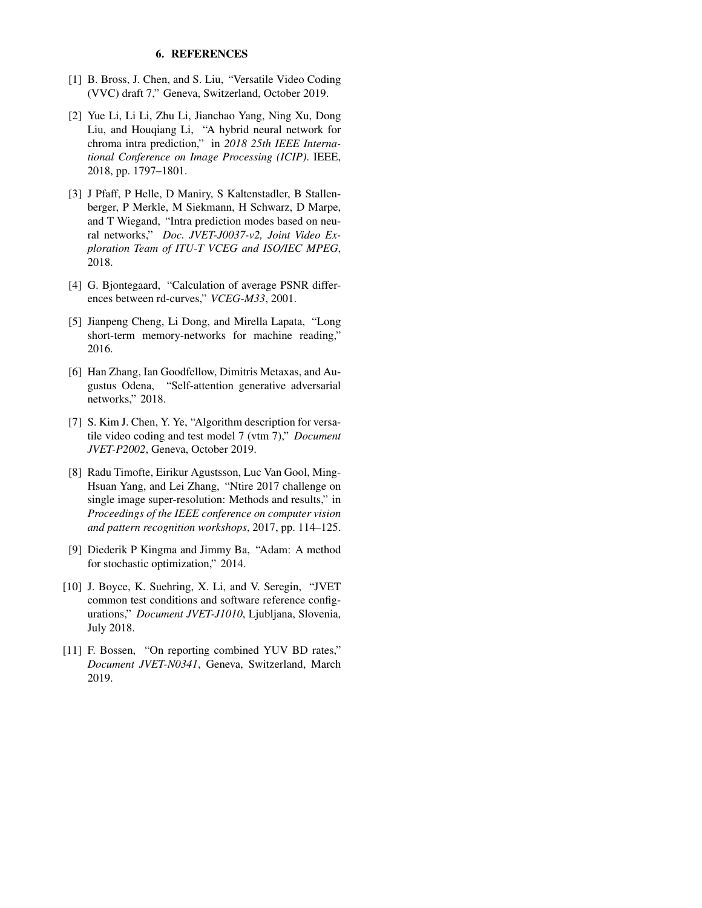## 6. REFERENCES

[1] B. Bross, J. Chen, and S. Liu, "Versatile Video Coding (VVC) draft 7," Geneva, Switzerland, October 2019.

[2] Yue Li, Li Li, Zhu Li, Jianchao Yang, Ning Xu, Dong Liu, and Houqiang Li, "A hybrid neural network for chroma intra prediction," in *2018 25th IEEE International Conference on Image Processing (ICIP)*. IEEE, 2018, pp. 1797–1801.

[3] J Pfaff, P Helle, D Maniry, S Kaltenstadler, B Stallenberger, P Merkle, M Siekmann, H Schwarz, D Marpe, and T Wiegand, "Intra prediction modes based on neural networks," *Doc. JVET-J0037-v2, Joint Video Exploration Team of ITU-T VCEG and ISO/IEC MPEG*, 2018.

[4] G. Bjontegaard, "Calculation of average PSNR differences between rd-curves," *VCEG-M33*, 2001.

[5] Jianpeng Cheng, Li Dong, and Mirella Lapata, "Long short-term memory-networks for machine reading," 2016.

[6] Han Zhang, Ian Goodfellow, Dimitris Metaxas, and Augustus Odena, "Self-attention generative adversarial networks," 2018.

[7] S. Kim J. Chen, Y. Ye, "Algorithm description for versatile video coding and test model 7 (vtm 7)," *Document JVET-P2002*, Geneva, October 2019.

[8] Radu Timofte, Eirikur Agustsson, Luc Van Gool, Ming-Hsuan Yang, and Lei Zhang, "Ntire 2017 challenge on single image super-resolution: Methods and results," in *Proceedings of the IEEE conference on computer vision and pattern recognition workshops*, 2017, pp. 114–125.

[9] Diederik P Kingma and Jimmy Ba, "Adam: A method for stochastic optimization," 2014.

[10] J. Boyce, K. Suehring, X. Li, and V. Seregin, "JVET common test conditions and software reference configurations," *Document JVET-J1010*, Ljubljana, Slovenia, July 2018.

[11] F. Bossen, "On reporting combined YUV BD rates," *Document JVET-N0341*, Geneva, Switzerland, March 2019.